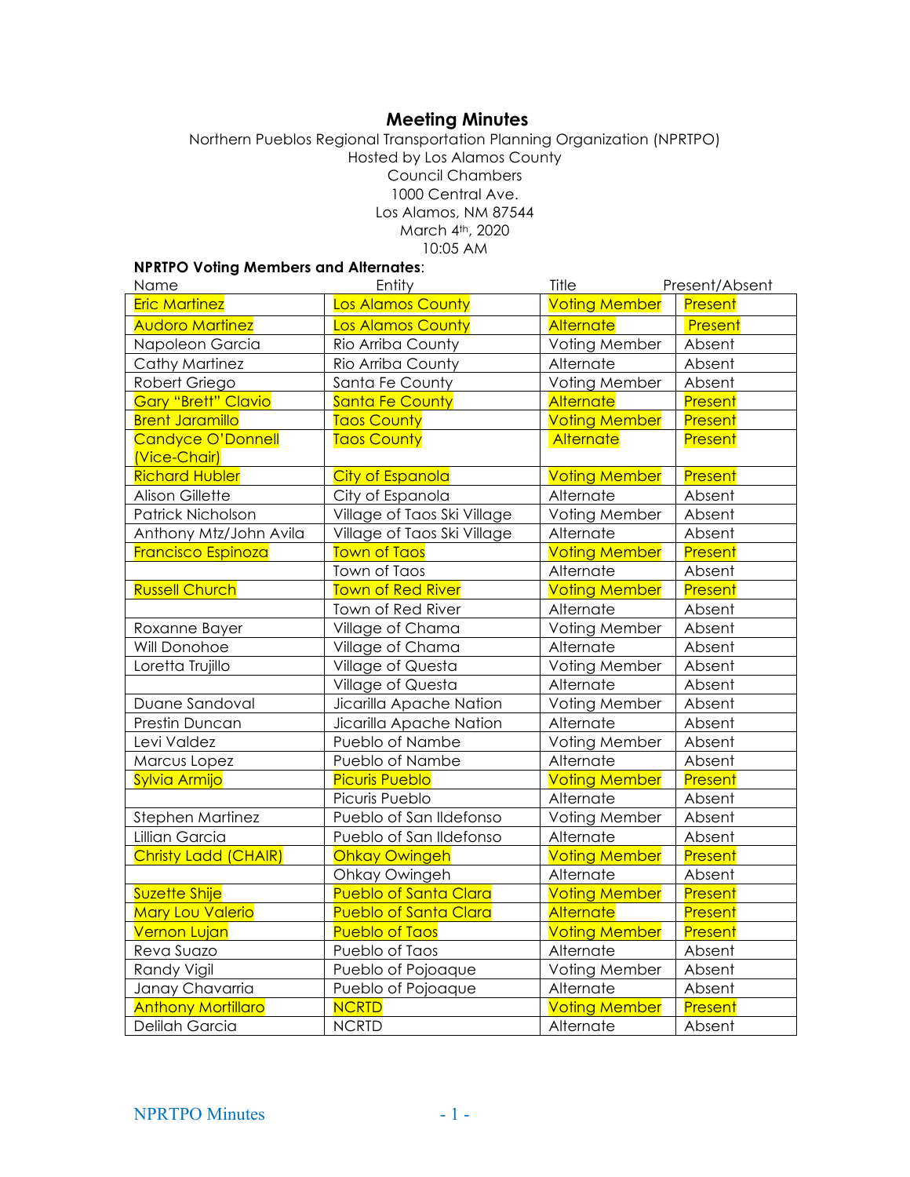# Meeting Minutes

Northern Pueblos Regional Transportation Planning Organization (NPRTPO)
Hosted by Los Alamos County
Council Chambers
1000 Central Ave.
Los Alamos, NM 87544
March 4th, 2020
10:05 AM

**NPRTPO Voting Members and Alternates**:

| Name | Entity | Title | Present/Absent |
|---|---|---|---|
| Eric Martinez | Los Alamos County | Voting Member | Present |
| Audoro Martinez | Los Alamos County | Alternate | Present |
| Napoleon Garcia | Rio Arriba County | Voting Member | Absent |
| Cathy Martinez | Rio Arriba County | Alternate | Absent |
| Robert Griego | Santa Fe County | Voting Member | Absent |
| Gary "Brett" Clavio | Santa Fe County | Alternate | Present |
| Brent Jaramillo | Taos County | Voting Member | Present |
| Candyce O'Donnell (Vice-Chair) | Taos County | Alternate | Present |
| Richard Hubler | City of Espanola | Voting Member | Present |
| Alison Gillette | City of Espanola | Alternate | Absent |
| Patrick Nicholson | Village of Taos Ski Village | Voting Member | Absent |
| Anthony Mtz/John Avila | Village of Taos Ski Village | Alternate | Absent |
| Francisco Espinoza | Town of Taos | Voting Member | Present |
| | Town of Taos | Alternate | Absent |
| Russell Church | Town of Red River | Voting Member | Present |
| | Town of Red River | Alternate | Absent |
| Roxanne Bayer | Village of Chama | Voting Member | Absent |
| Will Donohoe | Village of Chama | Alternate | Absent |
| Loretta Trujillo | Village of Questa | Voting Member | Absent |
| | Village of Questa | Alternate | Absent |
| Duane Sandoval | Jicarilla Apache Nation | Voting Member | Absent |
| Prestin Duncan | Jicarilla Apache Nation | Alternate | Absent |
| Levi Valdez | Pueblo of Nambe | Voting Member | Absent |
| Marcus Lopez | Pueblo of Nambe | Alternate | Absent |
| Sylvia Armijo | Picuris Pueblo | Voting Member | Present |
| | Picuris Pueblo | Alternate | Absent |
| Stephen Martinez | Pueblo of San Ildefonso | Voting Member | Absent |
| Lillian Garcia | Pueblo of San Ildefonso | Alternate | Absent |
| Christy Ladd (CHAIR) | Ohkay Owingeh | Voting Member | Present |
| | Ohkay Owingeh | Alternate | Absent |
| Suzette Shije | Pueblo of Santa Clara | Voting Member | Present |
| Mary Lou Valerio | Pueblo of Santa Clara | Alternate | Present |
| Vernon Lujan | Pueblo of Taos | Voting Member | Present |
| Reva Suazo | Pueblo of Taos | Alternate | Absent |
| Randy Vigil | Pueblo of Pojoaque | Voting Member | Absent |
| Janay Chavarria | Pueblo of Pojoaque | Alternate | Absent |
| Anthony Mortillaro | NCRTD | Voting Member | Present |
| Delilah Garcia | NCRTD | Alternate | Absent |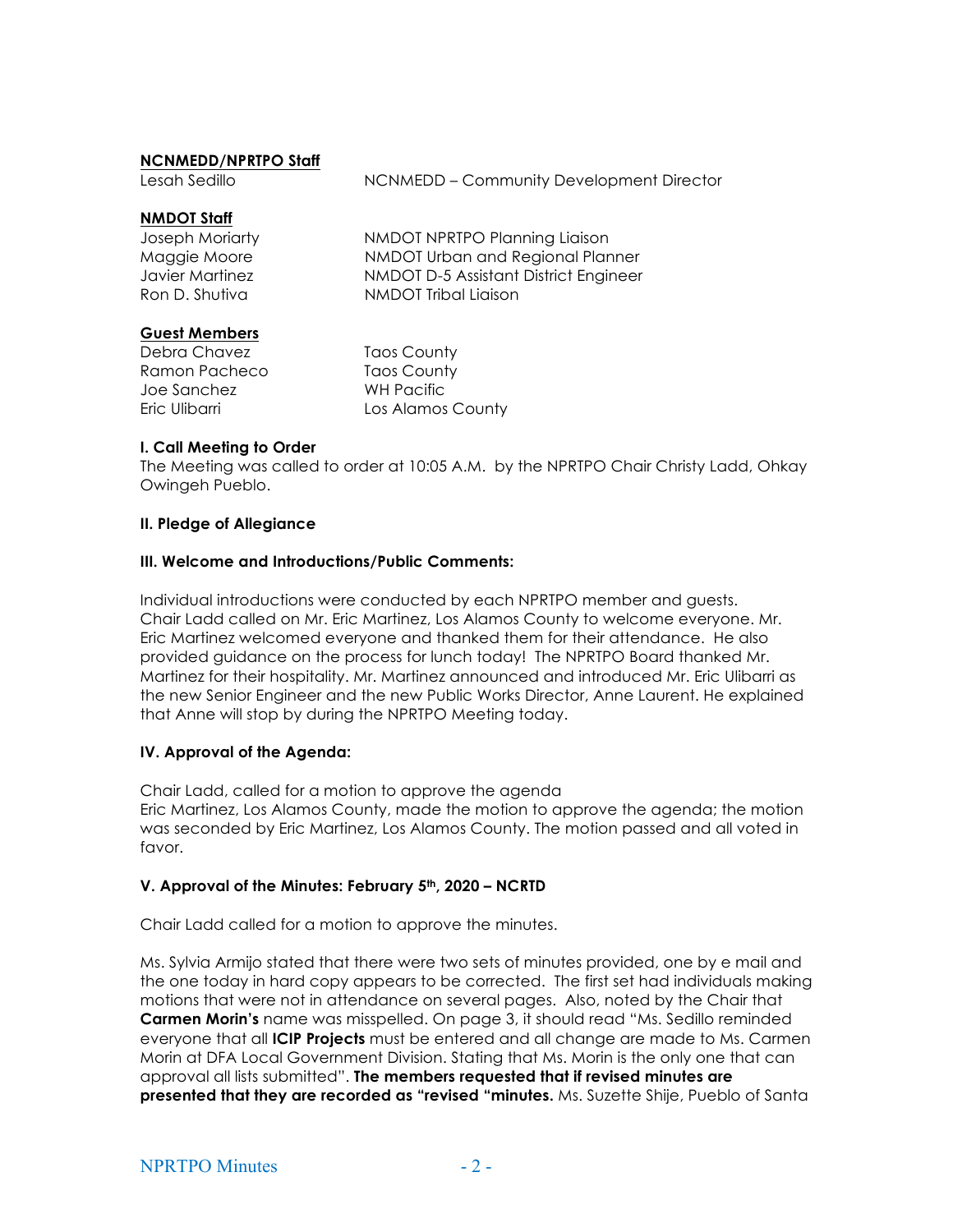**NCNMEDD/NPRTPO Staff**

| | |
|---|---|
| Lesah Sedillo | NCNMEDD – Community Development Director |

**NMDOT Staff**

| | |
|---|---|
| Joseph Moriarty | NMDOT NPRTPO Planning Liaison |
| Maggie Moore | NMDOT Urban and Regional Planner |
| Javier Martinez | NMDOT D-5 Assistant District Engineer |
| Ron D. Shutiva | NMDOT Tribal Liaison |

**Guest Members**

| | |
|---|---|
| Debra Chavez | Taos County |
| Ramon Pacheco | Taos County |
| Joe Sanchez | WH Pacific |
| Eric Ulibarri | Los Alamos County |

**I. Call Meeting to Order**

The Meeting was called to order at 10:05 A.M. by the NPRTPO Chair Christy Ladd, Ohkay Owingeh Pueblo.

**II. Pledge of Allegiance**

**III. Welcome and Introductions/Public Comments:**

Individual introductions were conducted by each NPRTPO member and guests. Chair Ladd called on Mr. Eric Martinez, Los Alamos County to welcome everyone. Mr. Eric Martinez welcomed everyone and thanked them for their attendance. He also provided guidance on the process for lunch today! The NPRTPO Board thanked Mr. Martinez for their hospitality. Mr. Martinez announced and introduced Mr. Eric Ulibarri as the new Senior Engineer and the new Public Works Director, Anne Laurent. He explained that Anne will stop by during the NPRTPO Meeting today.

**IV. Approval of the Agenda:**

Chair Ladd, called for a motion to approve the agenda
Eric Martinez, Los Alamos County, made the motion to approve the agenda; the motion was seconded by Eric Martinez, Los Alamos County. The motion passed and all voted in favor.

**V. Approval of the Minutes: February 5th, 2020 – NCRTD**

Chair Ladd called for a motion to approve the minutes.

Ms. Sylvia Armijo stated that there were two sets of minutes provided, one by e mail and the one today in hard copy appears to be corrected. The first set had individuals making motions that were not in attendance on several pages. Also, noted by the Chair that **Carmen Morin's** name was misspelled. On page 3, it should read "Ms. Sedillo reminded everyone that all **ICIP Projects** must be entered and all change are made to Ms. Carmen Morin at DFA Local Government Division. Stating that Ms. Morin is the only one that can approval all lists submitted". **The members requested that if revised minutes are presented that they are recorded as "revised "minutes.** Ms. Suzette Shije, Pueblo of Santa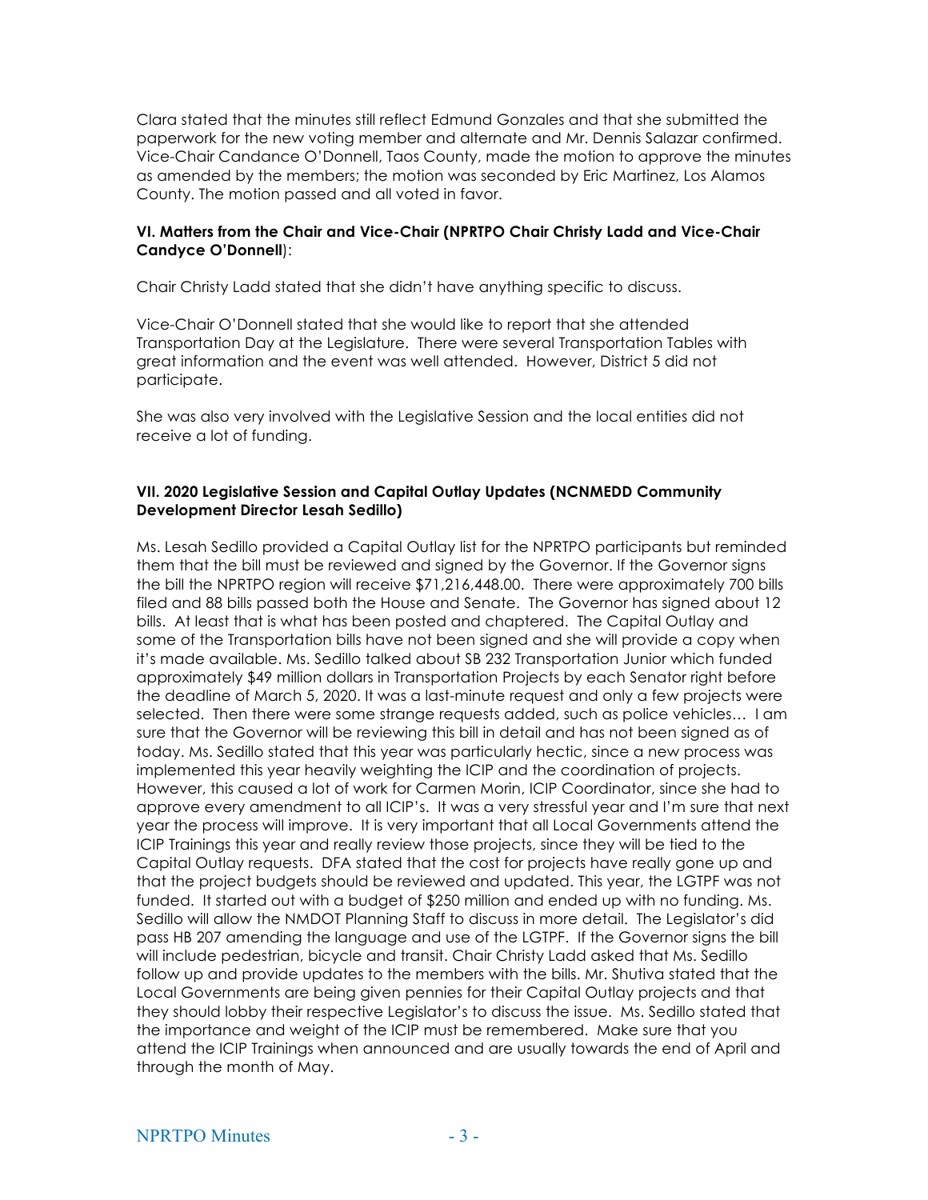Clara stated that the minutes still reflect Edmund Gonzales and that she submitted the paperwork for the new voting member and alternate and Mr. Dennis Salazar confirmed. Vice-Chair Candance O'Donnell, Taos County, made the motion to approve the minutes as amended by the members; the motion was seconded by Eric Martinez, Los Alamos County. The motion passed and all voted in favor.

**VI. Matters from the Chair and Vice-Chair (NPRTPO Chair Christy Ladd and Vice-Chair Candyce O'Donnell**):

Chair Christy Ladd stated that she didn't have anything specific to discuss.

Vice-Chair O'Donnell stated that she would like to report that she attended Transportation Day at the Legislature. There were several Transportation Tables with great information and the event was well attended. However, District 5 did not participate.

She was also very involved with the Legislative Session and the local entities did not receive a lot of funding.

**VII. 2020 Legislative Session and Capital Outlay Updates (NCNMEDD Community Development Director Lesah Sedillo)**

Ms. Lesah Sedillo provided a Capital Outlay list for the NPRTPO participants but reminded them that the bill must be reviewed and signed by the Governor. If the Governor signs the bill the NPRTPO region will receive $71,216,448.00. There were approximately 700 bills filed and 88 bills passed both the House and Senate. The Governor has signed about 12 bills. At least that is what has been posted and chaptered. The Capital Outlay and some of the Transportation bills have not been signed and she will provide a copy when it's made available. Ms. Sedillo talked about SB 232 Transportation Junior which funded approximately $49 million dollars in Transportation Projects by each Senator right before the deadline of March 5, 2020. It was a last-minute request and only a few projects were selected. Then there were some strange requests added, such as police vehicles… I am sure that the Governor will be reviewing this bill in detail and has not been signed as of today. Ms. Sedillo stated that this year was particularly hectic, since a new process was implemented this year heavily weighting the ICIP and the coordination of projects. However, this caused a lot of work for Carmen Morin, ICIP Coordinator, since she had to approve every amendment to all ICIP's. It was a very stressful year and I'm sure that next year the process will improve. It is very important that all Local Governments attend the ICIP Trainings this year and really review those projects, since they will be tied to the Capital Outlay requests. DFA stated that the cost for projects have really gone up and that the project budgets should be reviewed and updated. This year, the LGTPF was not funded. It started out with a budget of $250 million and ended up with no funding. Ms. Sedillo will allow the NMDOT Planning Staff to discuss in more detail. The Legislator's did pass HB 207 amending the language and use of the LGTPF. If the Governor signs the bill will include pedestrian, bicycle and transit. Chair Christy Ladd asked that Ms. Sedillo follow up and provide updates to the members with the bills. Mr. Shutiva stated that the Local Governments are being given pennies for their Capital Outlay projects and that they should lobby their respective Legislator's to discuss the issue. Ms. Sedillo stated that the importance and weight of the ICIP must be remembered. Make sure that you attend the ICIP Trainings when announced and are usually towards the end of April and through the month of May.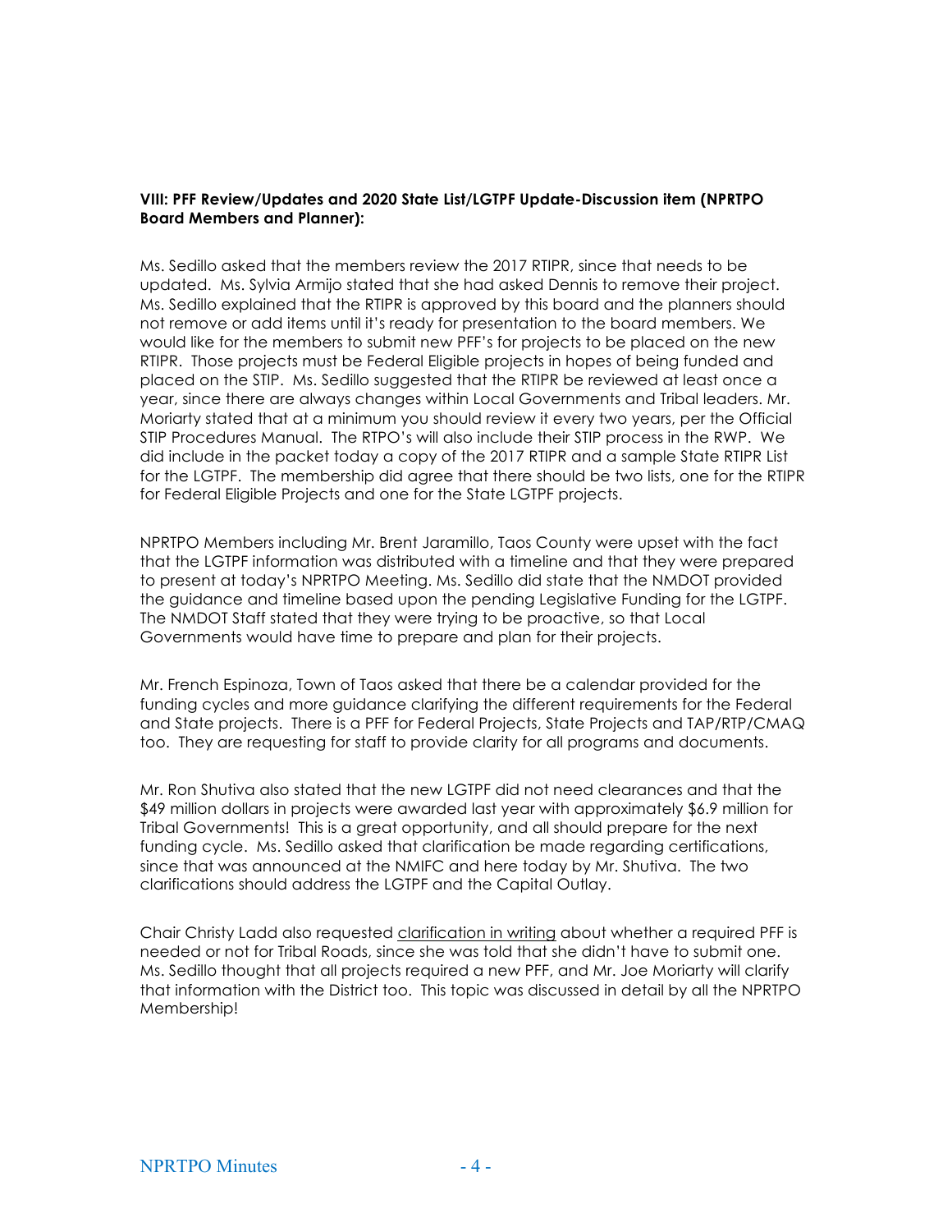**VIII: PFF Review/Updates and 2020 State List/LGTPF Update-Discussion item (NPRTPO Board Members and Planner):**

Ms. Sedillo asked that the members review the 2017 RTIPR, since that needs to be updated. Ms. Sylvia Armijo stated that she had asked Dennis to remove their project. Ms. Sedillo explained that the RTIPR is approved by this board and the planners should not remove or add items until it's ready for presentation to the board members. We would like for the members to submit new PFF's for projects to be placed on the new RTIPR. Those projects must be Federal Eligible projects in hopes of being funded and placed on the STIP. Ms. Sedillo suggested that the RTIPR be reviewed at least once a year, since there are always changes within Local Governments and Tribal leaders. Mr. Moriarty stated that at a minimum you should review it every two years, per the Official STIP Procedures Manual. The RTPO's will also include their STIP process in the RWP. We did include in the packet today a copy of the 2017 RTIPR and a sample State RTIPR List for the LGTPF. The membership did agree that there should be two lists, one for the RTIPR for Federal Eligible Projects and one for the State LGTPF projects.

NPRTPO Members including Mr. Brent Jaramillo, Taos County were upset with the fact that the LGTPF information was distributed with a timeline and that they were prepared to present at today's NPRTPO Meeting. Ms. Sedillo did state that the NMDOT provided the guidance and timeline based upon the pending Legislative Funding for the LGTPF. The NMDOT Staff stated that they were trying to be proactive, so that Local Governments would have time to prepare and plan for their projects.

Mr. French Espinoza, Town of Taos asked that there be a calendar provided for the funding cycles and more guidance clarifying the different requirements for the Federal and State projects. There is a PFF for Federal Projects, State Projects and TAP/RTP/CMAQ too. They are requesting for staff to provide clarity for all programs and documents.

Mr. Ron Shutiva also stated that the new LGTPF did not need clearances and that the $49 million dollars in projects were awarded last year with approximately $6.9 million for Tribal Governments! This is a great opportunity, and all should prepare for the next funding cycle. Ms. Sedillo asked that clarification be made regarding certifications, since that was announced at the NMIFC and here today by Mr. Shutiva. The two clarifications should address the LGTPF and the Capital Outlay.

Chair Christy Ladd also requested <u>clarification in writing</u> about whether a required PFF is needed or not for Tribal Roads, since she was told that she didn't have to submit one. Ms. Sedillo thought that all projects required a new PFF, and Mr. Joe Moriarty will clarify that information with the District too. This topic was discussed in detail by all the NPRTPO Membership!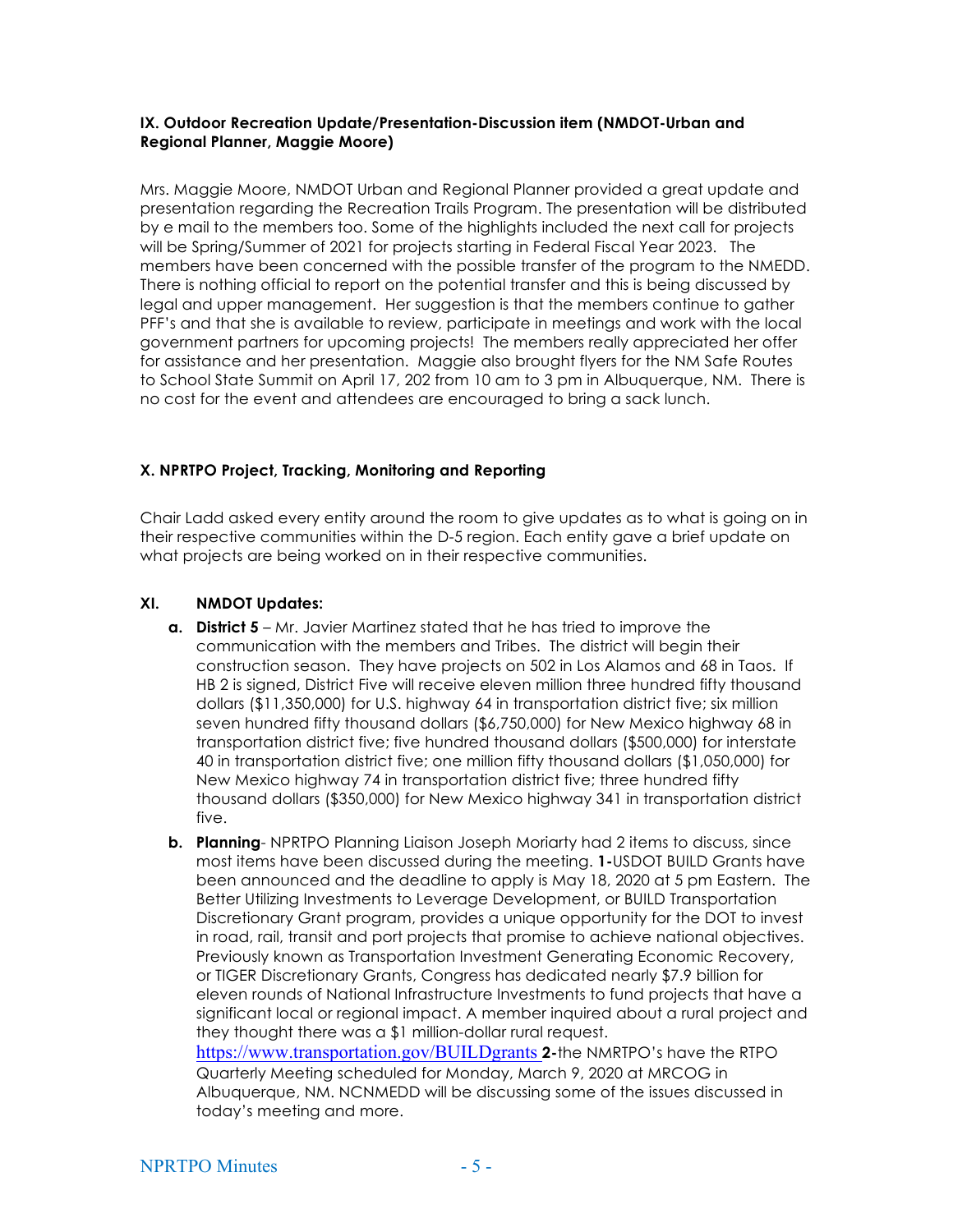**IX. Outdoor Recreation Update/Presentation-Discussion item (NMDOT-Urban and Regional Planner, Maggie Moore)**

Mrs. Maggie Moore, NMDOT Urban and Regional Planner provided a great update and presentation regarding the Recreation Trails Program. The presentation will be distributed by e mail to the members too. Some of the highlights included the next call for projects will be Spring/Summer of 2021 for projects starting in Federal Fiscal Year 2023. The members have been concerned with the possible transfer of the program to the NMEDD. There is nothing official to report on the potential transfer and this is being discussed by legal and upper management. Her suggestion is that the members continue to gather PFF's and that she is available to review, participate in meetings and work with the local government partners for upcoming projects! The members really appreciated her offer for assistance and her presentation. Maggie also brought flyers for the NM Safe Routes to School State Summit on April 17, 202 from 10 am to 3 pm in Albuquerque, NM. There is no cost for the event and attendees are encouraged to bring a sack lunch.

**X. NPRTPO Project, Tracking, Monitoring and Reporting**

Chair Ladd asked every entity around the room to give updates as to what is going on in their respective communities within the D-5 region. Each entity gave a brief update on what projects are being worked on in their respective communities.

**XI. NMDOT Updates:**

- **a. District 5** – Mr. Javier Martinez stated that he has tried to improve the communication with the members and Tribes. The district will begin their construction season. They have projects on 502 in Los Alamos and 68 in Taos. If HB 2 is signed, District Five will receive eleven million three hundred fifty thousand dollars ($11,350,000) for U.S. highway 64 in transportation district five; six million seven hundred fifty thousand dollars ($6,750,000) for New Mexico highway 68 in transportation district five; five hundred thousand dollars ($500,000) for interstate 40 in transportation district five; one million fifty thousand dollars ($1,050,000) for New Mexico highway 74 in transportation district five; three hundred fifty thousand dollars ($350,000) for New Mexico highway 341 in transportation district five.
- **b. Planning**- NPRTPO Planning Liaison Joseph Moriarty had 2 items to discuss, since most items have been discussed during the meeting. **1-**USDOT BUILD Grants have been announced and the deadline to apply is May 18, 2020 at 5 pm Eastern. The Better Utilizing Investments to Leverage Development, or BUILD Transportation Discretionary Grant program, provides a unique opportunity for the DOT to invest in road, rail, transit and port projects that promise to achieve national objectives. Previously known as Transportation Investment Generating Economic Recovery, or TIGER Discretionary Grants, Congress has dedicated nearly $7.9 billion for eleven rounds of National Infrastructure Investments to fund projects that have a significant local or regional impact. A member inquired about a rural project and they thought there was a $1 million-dollar rural request. https://www.transportation.gov/BUILDgrants **2-**the NMRTPO's have the RTPO Quarterly Meeting scheduled for Monday, March 9, 2020 at MRCOG in Albuquerque, NM. NCNMEDD will be discussing some of the issues discussed in today's meeting and more.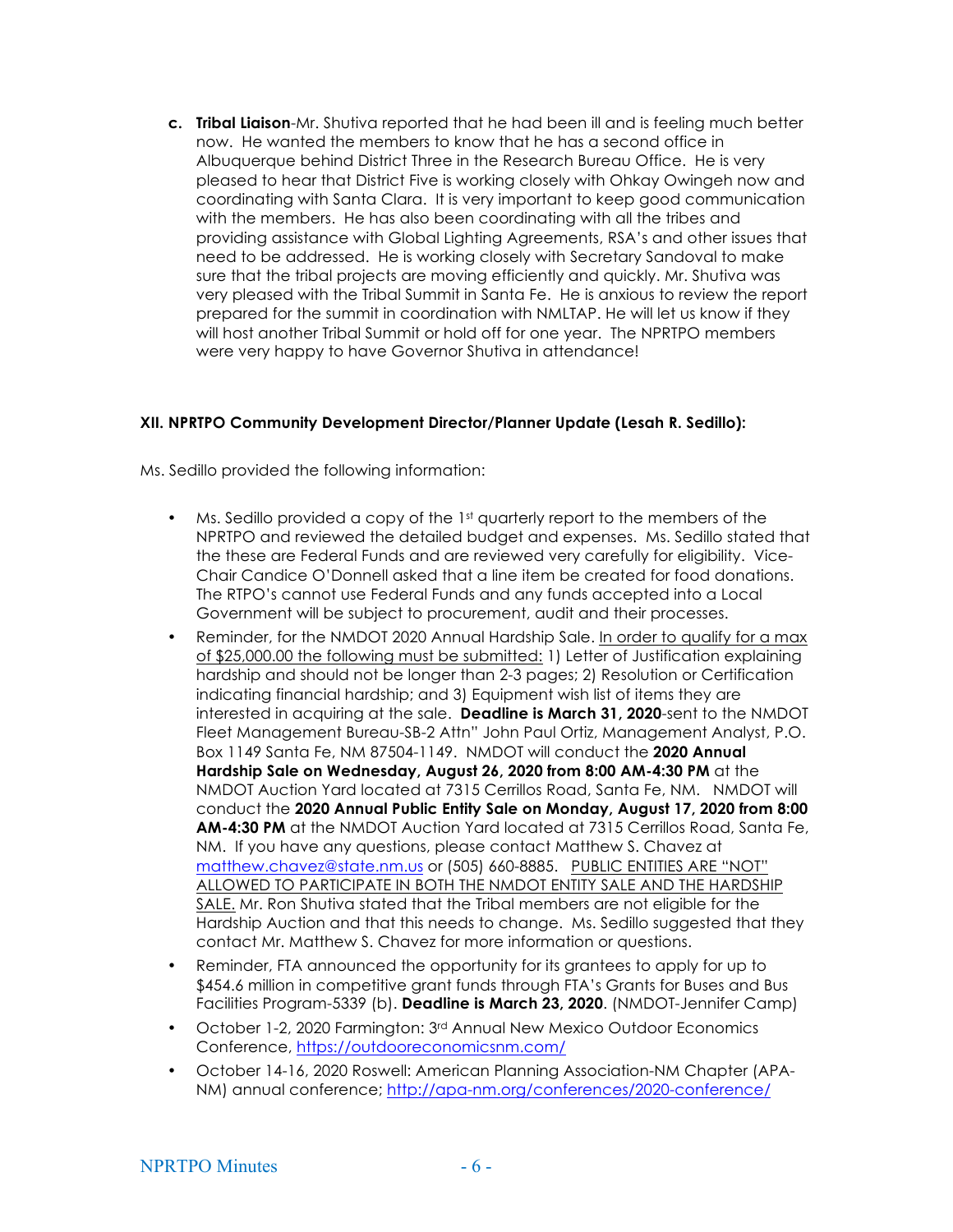c. **Tribal Liaison**-Mr. Shutiva reported that he had been ill and is feeling much better now. He wanted the members to know that he has a second office in Albuquerque behind District Three in the Research Bureau Office. He is very pleased to hear that District Five is working closely with Ohkay Owingeh now and coordinating with Santa Clara. It is very important to keep good communication with the members. He has also been coordinating with all the tribes and providing assistance with Global Lighting Agreements, RSA's and other issues that need to be addressed. He is working closely with Secretary Sandoval to make sure that the tribal projects are moving efficiently and quickly. Mr. Shutiva was very pleased with the Tribal Summit in Santa Fe. He is anxious to review the report prepared for the summit in coordination with NMLTAP. He will let us know if they will host another Tribal Summit or hold off for one year. The NPRTPO members were very happy to have Governor Shutiva in attendance!

**XII. NPRTPO Community Development Director/Planner Update (Lesah R. Sedillo):**

Ms. Sedillo provided the following information:

- Ms. Sedillo provided a copy of the 1st quarterly report to the members of the NPRTPO and reviewed the detailed budget and expenses. Ms. Sedillo stated that the these are Federal Funds and are reviewed very carefully for eligibility. Vice-Chair Candice O'Donnell asked that a line item be created for food donations. The RTPO's cannot use Federal Funds and any funds accepted into a Local Government will be subject to procurement, audit and their processes.
- Reminder, for the NMDOT 2020 Annual Hardship Sale. <u>In order to qualify for a max of $25,000.00 the following must be submitted:</u> 1) Letter of Justification explaining hardship and should not be longer than 2-3 pages; 2) Resolution or Certification indicating financial hardship; and 3) Equipment wish list of items they are interested in acquiring at the sale. **Deadline is March 31, 2020**-sent to the NMDOT Fleet Management Bureau-SB-2 Attn" John Paul Ortiz, Management Analyst, P.O. Box 1149 Santa Fe, NM 87504-1149. NMDOT will conduct the **2020 Annual Hardship Sale on Wednesday, August 26, 2020 from 8:00 AM-4:30 PM** at the NMDOT Auction Yard located at 7315 Cerrillos Road, Santa Fe, NM. NMDOT will conduct the **2020 Annual Public Entity Sale on Monday, August 17, 2020 from 8:00 AM-4:30 PM** at the NMDOT Auction Yard located at 7315 Cerrillos Road, Santa Fe, NM. If you have any questions, please contact Matthew S. Chavez at [matthew.chavez@state.nm.us](mailto:matthew.chavez@state.nm.us) or (505) 660-8885. <u>PUBLIC ENTITIES ARE "NOT" ALLOWED TO PARTICIPATE IN BOTH THE NMDOT ENTITY SALE AND THE HARDSHIP SALE.</u> Mr. Ron Shutiva stated that the Tribal members are not eligible for the Hardship Auction and that this needs to change. Ms. Sedillo suggested that they contact Mr. Matthew S. Chavez for more information or questions.
- Reminder, FTA announced the opportunity for its grantees to apply for up to $454.6 million in competitive grant funds through FTA's Grants for Buses and Bus Facilities Program-5339 (b). **Deadline is March 23, 2020**. (NMDOT-Jennifer Camp)
- October 1-2, 2020 Farmington: 3rd Annual New Mexico Outdoor Economics Conference, [https://outdooreconomicsnm.com/](https://outdooreconomicsnm.com/)
- October 14-16, 2020 Roswell: American Planning Association-NM Chapter (APA-NM) annual conference; [http://apa-nm.org/conferences/2020-conference/](http://apa-nm.org/conferences/2020-conference/)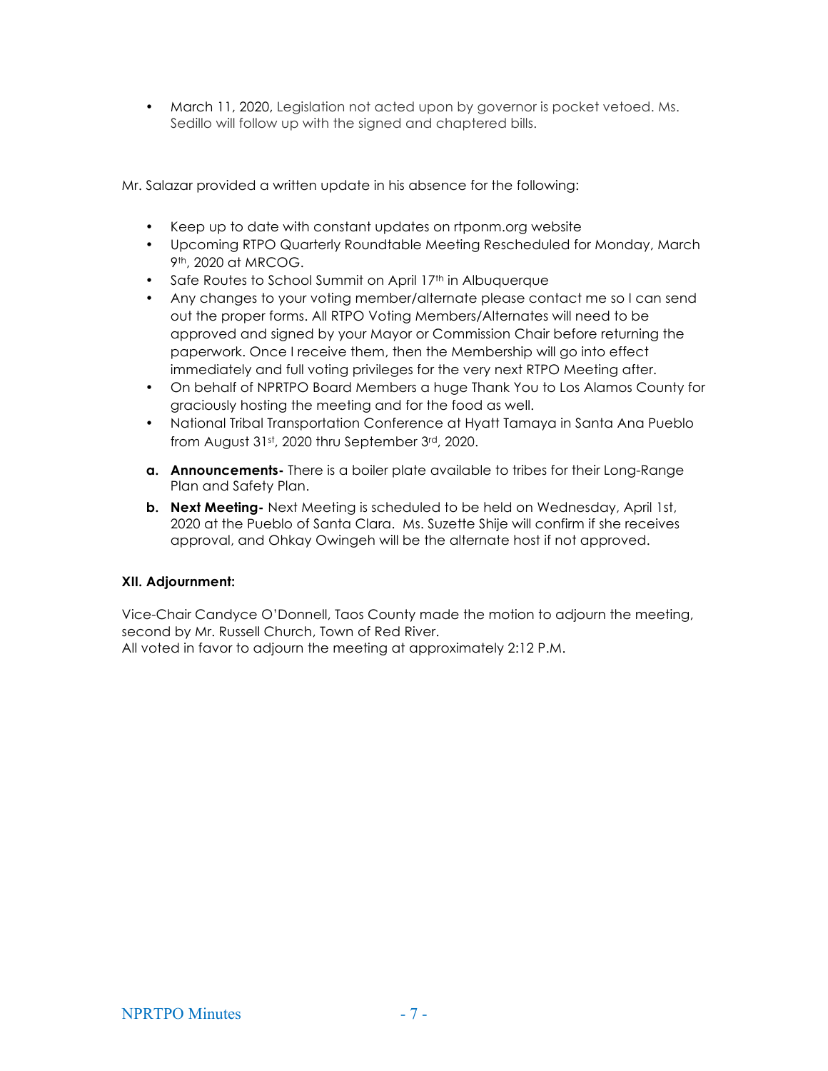- March 11, 2020, Legislation not acted upon by governor is pocket vetoed. Ms. Sedillo will follow up with the signed and chaptered bills.

Mr. Salazar provided a written update in his absence for the following:

- Keep up to date with constant updates on rtponm.org website
- Upcoming RTPO Quarterly Roundtable Meeting Rescheduled for Monday, March 9th, 2020 at MRCOG.
- Safe Routes to School Summit on April 17th in Albuquerque
- Any changes to your voting member/alternate please contact me so I can send out the proper forms. All RTPO Voting Members/Alternates will need to be approved and signed by your Mayor or Commission Chair before returning the paperwork. Once I receive them, then the Membership will go into effect immediately and full voting privileges for the very next RTPO Meeting after.
- On behalf of NPRTPO Board Members a huge Thank You to Los Alamos County for graciously hosting the meeting and for the food as well.
- National Tribal Transportation Conference at Hyatt Tamaya in Santa Ana Pueblo from August 31st, 2020 thru September 3rd, 2020.

a. **Announcements-** There is a boiler plate available to tribes for their Long-Range Plan and Safety Plan.

b. **Next Meeting-** Next Meeting is scheduled to be held on Wednesday, April 1st, 2020 at the Pueblo of Santa Clara. Ms. Suzette Shije will confirm if she receives approval, and Ohkay Owingeh will be the alternate host if not approved.

**XII. Adjournment:**

Vice-Chair Candyce O'Donnell, Taos County made the motion to adjourn the meeting, second by Mr. Russell Church, Town of Red River.
All voted in favor to adjourn the meeting at approximately 2:12 P.M.